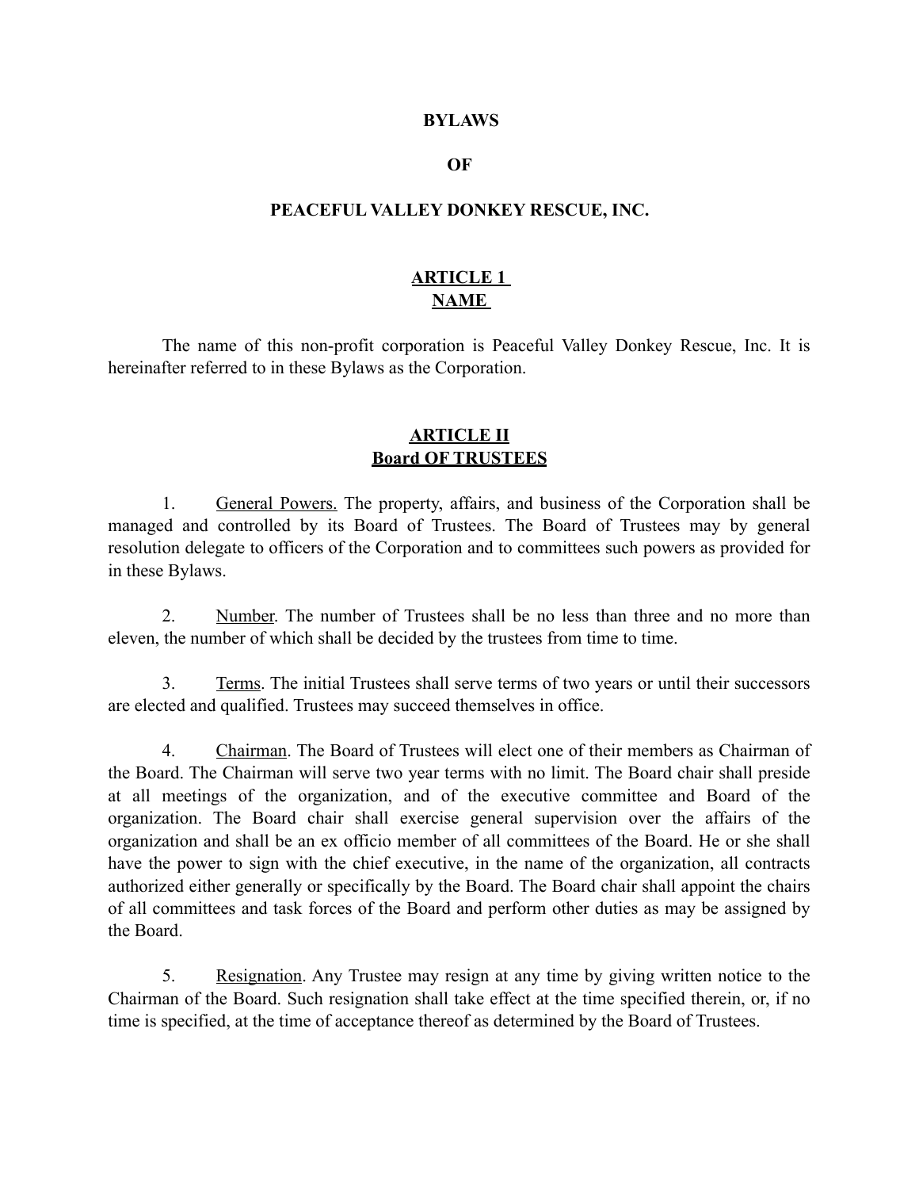# BYLAWS

# OF

# PEACEFUL VALLEY DONKEY RESCUE, INC.

## ARTICLE 1
## NAME

The name of this non-profit corporation is Peaceful Valley Donkey Rescue, Inc. It is hereinafter referred to in these Bylaws as the Corporation.

## ARTICLE II
## Board OF TRUSTEES

1. General Powers. The property, affairs, and business of the Corporation shall be managed and controlled by its Board of Trustees. The Board of Trustees may by general resolution delegate to officers of the Corporation and to committees such powers as provided for in these Bylaws.

2. Number. The number of Trustees shall be no less than three and no more than eleven, the number of which shall be decided by the trustees from time to time.

3. Terms. The initial Trustees shall serve terms of two years or until their successors are elected and qualified. Trustees may succeed themselves in office.

4. Chairman. The Board of Trustees will elect one of their members as Chairman of the Board. The Chairman will serve two year terms with no limit. The Board chair shall preside at all meetings of the organization, and of the executive committee and Board of the organization. The Board chair shall exercise general supervision over the affairs of the organization and shall be an ex officio member of all committees of the Board. He or she shall have the power to sign with the chief executive, in the name of the organization, all contracts authorized either generally or specifically by the Board. The Board chair shall appoint the chairs of all committees and task forces of the Board and perform other duties as may be assigned by the Board.

5. Resignation. Any Trustee may resign at any time by giving written notice to the Chairman of the Board. Such resignation shall take effect at the time specified therein, or, if no time is specified, at the time of acceptance thereof as determined by the Board of Trustees.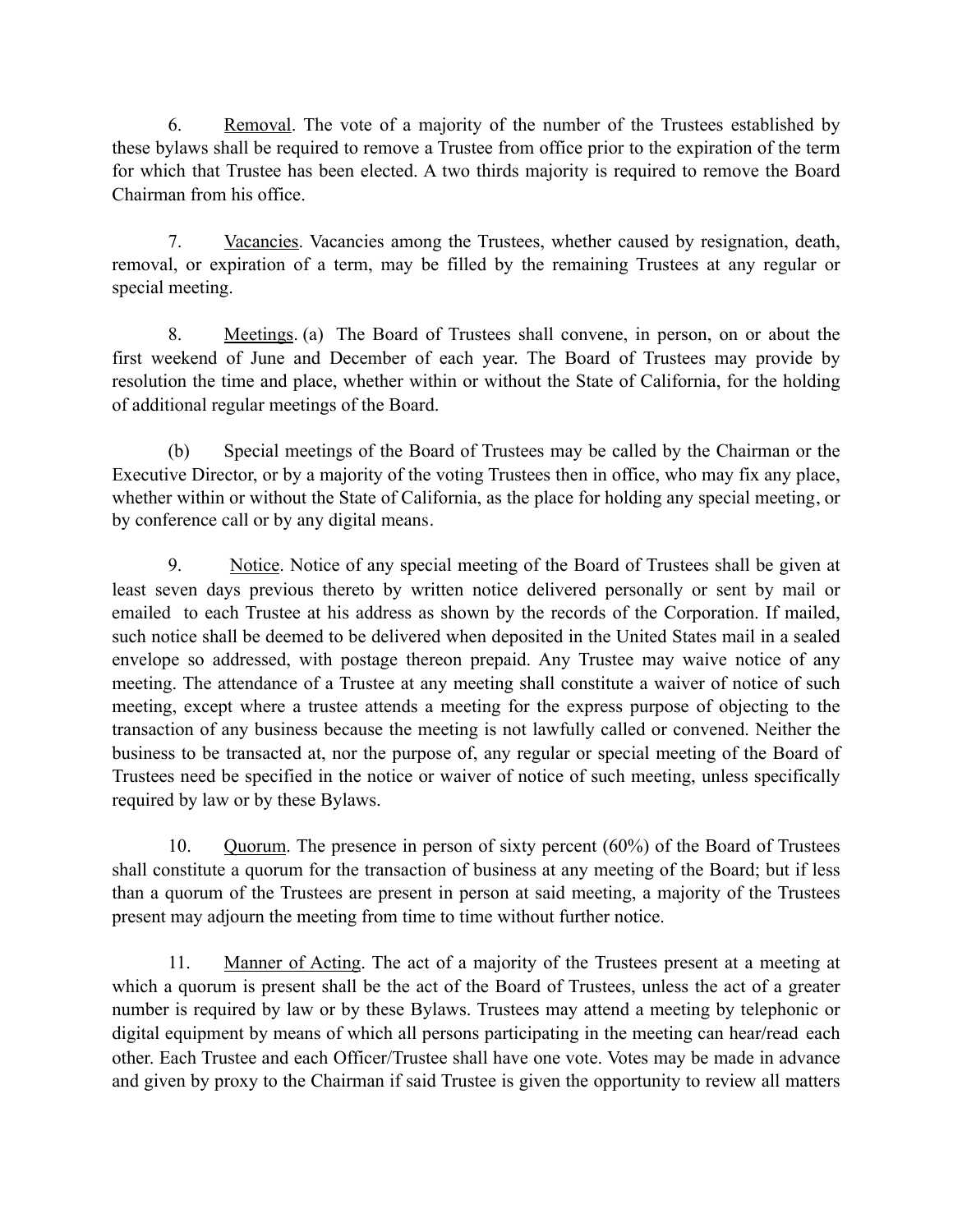6. Removal. The vote of a majority of the number of the Trustees established by these bylaws shall be required to remove a Trustee from office prior to the expiration of the term for which that Trustee has been elected. A two thirds majority is required to remove the Board Chairman from his office.

7. Vacancies. Vacancies among the Trustees, whether caused by resignation, death, removal, or expiration of a term, may be filled by the remaining Trustees at any regular or special meeting.

8. Meetings. (a) The Board of Trustees shall convene, in person, on or about the first weekend of June and December of each year. The Board of Trustees may provide by resolution the time and place, whether within or without the State of California, for the holding of additional regular meetings of the Board.

(b) Special meetings of the Board of Trustees may be called by the Chairman or the Executive Director, or by a majority of the voting Trustees then in office, who may fix any place, whether within or without the State of California, as the place for holding any special meeting, or by conference call or by any digital means.

9. Notice. Notice of any special meeting of the Board of Trustees shall be given at least seven days previous thereto by written notice delivered personally or sent by mail or emailed to each Trustee at his address as shown by the records of the Corporation. If mailed, such notice shall be deemed to be delivered when deposited in the United States mail in a sealed envelope so addressed, with postage thereon prepaid. Any Trustee may waive notice of any meeting. The attendance of a Trustee at any meeting shall constitute a waiver of notice of such meeting, except where a trustee attends a meeting for the express purpose of objecting to the transaction of any business because the meeting is not lawfully called or convened. Neither the business to be transacted at, nor the purpose of, any regular or special meeting of the Board of Trustees need be specified in the notice or waiver of notice of such meeting, unless specifically required by law or by these Bylaws.

10. Quorum. The presence in person of sixty percent (60%) of the Board of Trustees shall constitute a quorum for the transaction of business at any meeting of the Board; but if less than a quorum of the Trustees are present in person at said meeting, a majority of the Trustees present may adjourn the meeting from time to time without further notice.

11. Manner of Acting. The act of a majority of the Trustees present at a meeting at which a quorum is present shall be the act of the Board of Trustees, unless the act of a greater number is required by law or by these Bylaws. Trustees may attend a meeting by telephonic or digital equipment by means of which all persons participating in the meeting can hear/read each other. Each Trustee and each Officer/Trustee shall have one vote. Votes may be made in advance and given by proxy to the Chairman if said Trustee is given the opportunity to review all matters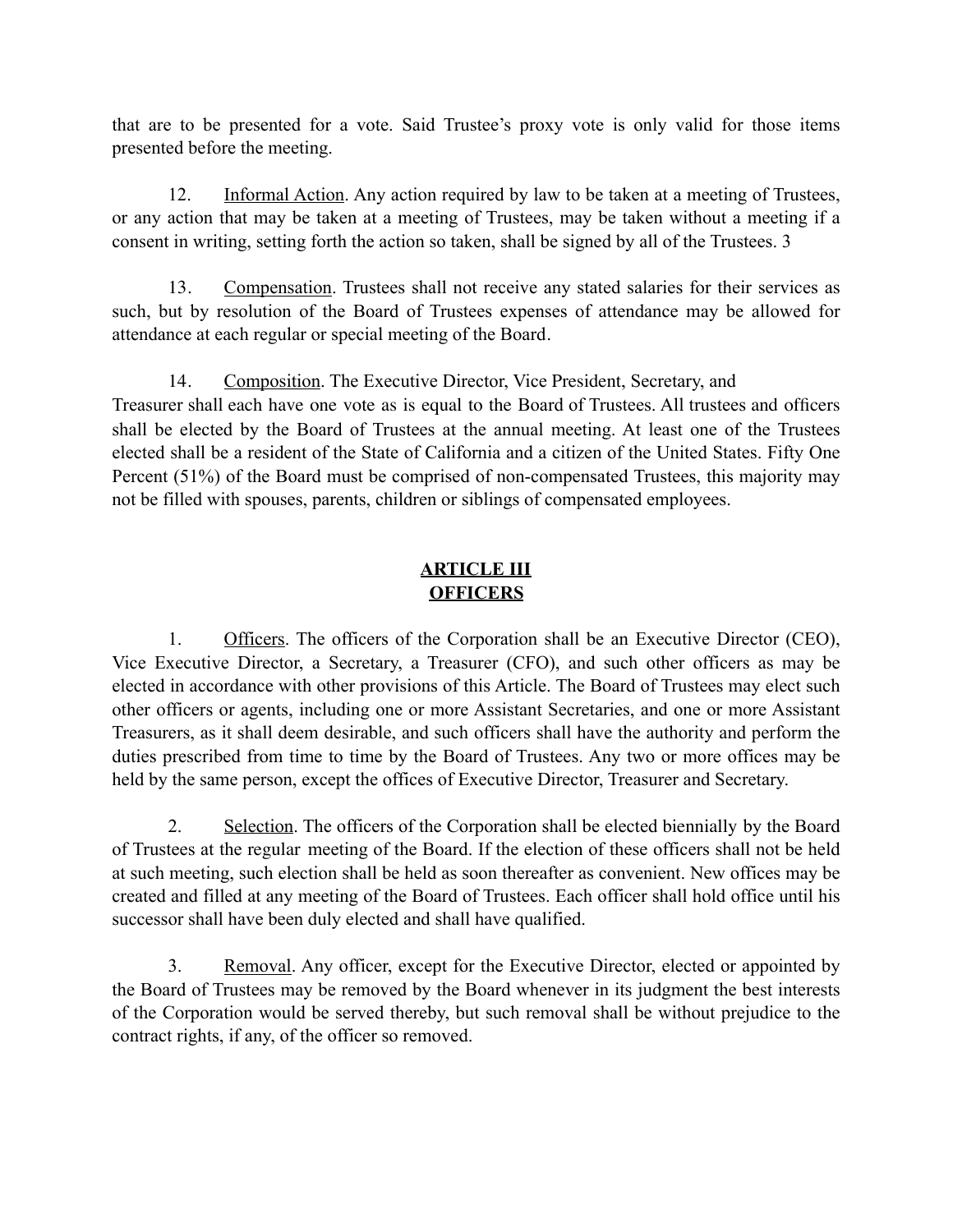that are to be presented for a vote. Said Trustee's proxy vote is only valid for those items presented before the meeting.

12. Informal Action. Any action required by law to be taken at a meeting of Trustees, or any action that may be taken at a meeting of Trustees, may be taken without a meeting if a consent in writing, setting forth the action so taken, shall be signed by all of the Trustees. 3

13. Compensation. Trustees shall not receive any stated salaries for their services as such, but by resolution of the Board of Trustees expenses of attendance may be allowed for attendance at each regular or special meeting of the Board.

14. Composition. The Executive Director, Vice President, Secretary, and Treasurer shall each have one vote as is equal to the Board of Trustees. All trustees and officers shall be elected by the Board of Trustees at the annual meeting. At least one of the Trustees elected shall be a resident of the State of California and a citizen of the United States. Fifty One Percent (51%) of the Board must be comprised of non-compensated Trustees, this majority may not be filled with spouses, parents, children or siblings of compensated employees.

## ARTICLE III
## OFFICERS

1. Officers. The officers of the Corporation shall be an Executive Director (CEO), Vice Executive Director, a Secretary, a Treasurer (CFO), and such other officers as may be elected in accordance with other provisions of this Article. The Board of Trustees may elect such other officers or agents, including one or more Assistant Secretaries, and one or more Assistant Treasurers, as it shall deem desirable, and such officers shall have the authority and perform the duties prescribed from time to time by the Board of Trustees. Any two or more offices may be held by the same person, except the offices of Executive Director, Treasurer and Secretary.

2. Selection. The officers of the Corporation shall be elected biennially by the Board of Trustees at the regular meeting of the Board. If the election of these officers shall not be held at such meeting, such election shall be held as soon thereafter as convenient. New offices may be created and filled at any meeting of the Board of Trustees. Each officer shall hold office until his successor shall have been duly elected and shall have qualified.

3. Removal. Any officer, except for the Executive Director, elected or appointed by the Board of Trustees may be removed by the Board whenever in its judgment the best interests of the Corporation would be served thereby, but such removal shall be without prejudice to the contract rights, if any, of the officer so removed.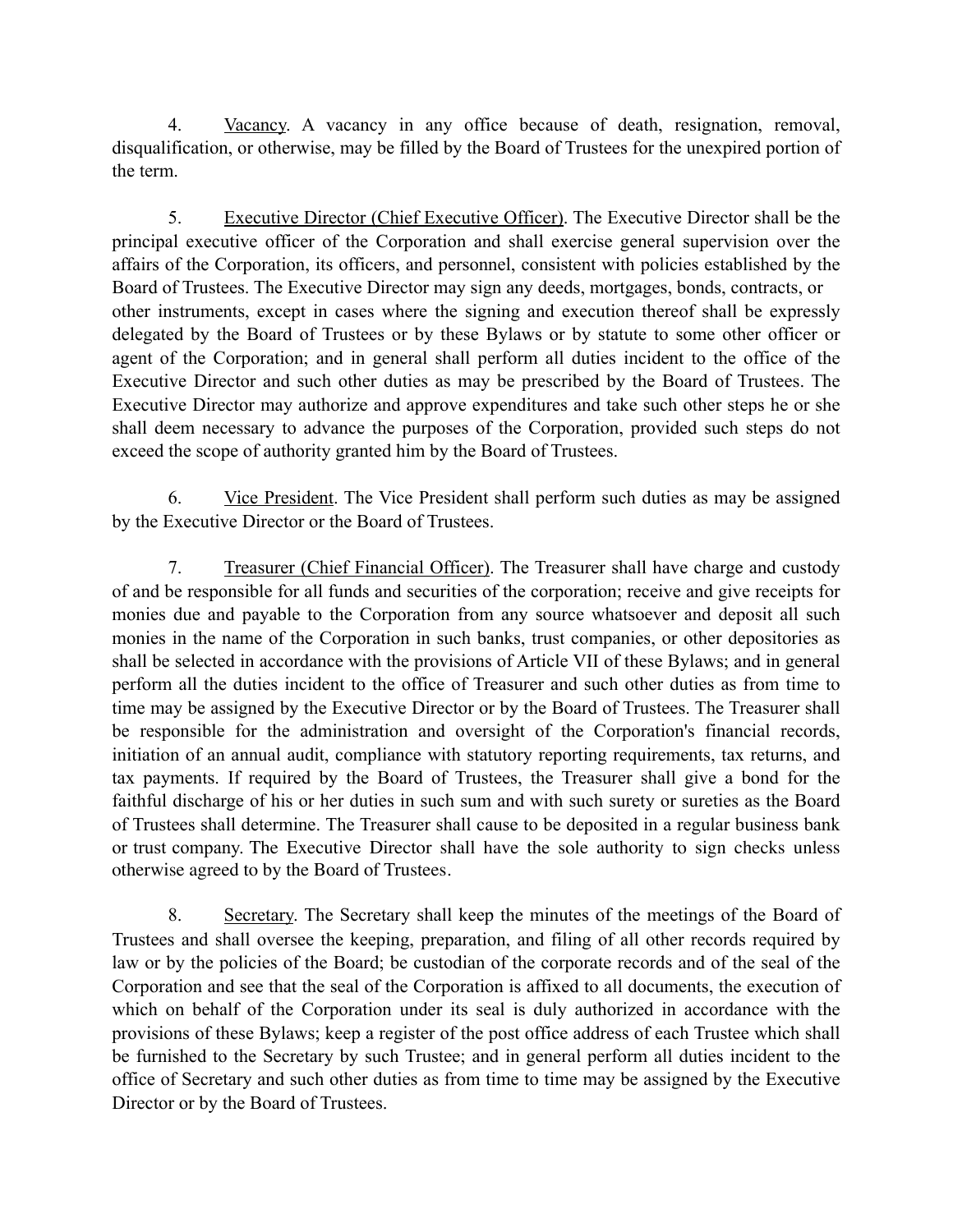4. Vacancy. A vacancy in any office because of death, resignation, removal, disqualification, or otherwise, may be filled by the Board of Trustees for the unexpired portion of the term.

5. Executive Director (Chief Executive Officer). The Executive Director shall be the principal executive officer of the Corporation and shall exercise general supervision over the affairs of the Corporation, its officers, and personnel, consistent with policies established by the Board of Trustees. The Executive Director may sign any deeds, mortgages, bonds, contracts, or other instruments, except in cases where the signing and execution thereof shall be expressly delegated by the Board of Trustees or by these Bylaws or by statute to some other officer or agent of the Corporation; and in general shall perform all duties incident to the office of the Executive Director and such other duties as may be prescribed by the Board of Trustees. The Executive Director may authorize and approve expenditures and take such other steps he or she shall deem necessary to advance the purposes of the Corporation, provided such steps do not exceed the scope of authority granted him by the Board of Trustees.

6. Vice President. The Vice President shall perform such duties as may be assigned by the Executive Director or the Board of Trustees.

7. Treasurer (Chief Financial Officer). The Treasurer shall have charge and custody of and be responsible for all funds and securities of the corporation; receive and give receipts for monies due and payable to the Corporation from any source whatsoever and deposit all such monies in the name of the Corporation in such banks, trust companies, or other depositories as shall be selected in accordance with the provisions of Article VII of these Bylaws; and in general perform all the duties incident to the office of Treasurer and such other duties as from time to time may be assigned by the Executive Director or by the Board of Trustees. The Treasurer shall be responsible for the administration and oversight of the Corporation's financial records, initiation of an annual audit, compliance with statutory reporting requirements, tax returns, and tax payments. If required by the Board of Trustees, the Treasurer shall give a bond for the faithful discharge of his or her duties in such sum and with such surety or sureties as the Board of Trustees shall determine. The Treasurer shall cause to be deposited in a regular business bank or trust company. The Executive Director shall have the sole authority to sign checks unless otherwise agreed to by the Board of Trustees.

8. Secretary. The Secretary shall keep the minutes of the meetings of the Board of Trustees and shall oversee the keeping, preparation, and filing of all other records required by law or by the policies of the Board; be custodian of the corporate records and of the seal of the Corporation and see that the seal of the Corporation is affixed to all documents, the execution of which on behalf of the Corporation under its seal is duly authorized in accordance with the provisions of these Bylaws; keep a register of the post office address of each Trustee which shall be furnished to the Secretary by such Trustee; and in general perform all duties incident to the office of Secretary and such other duties as from time to time may be assigned by the Executive Director or by the Board of Trustees.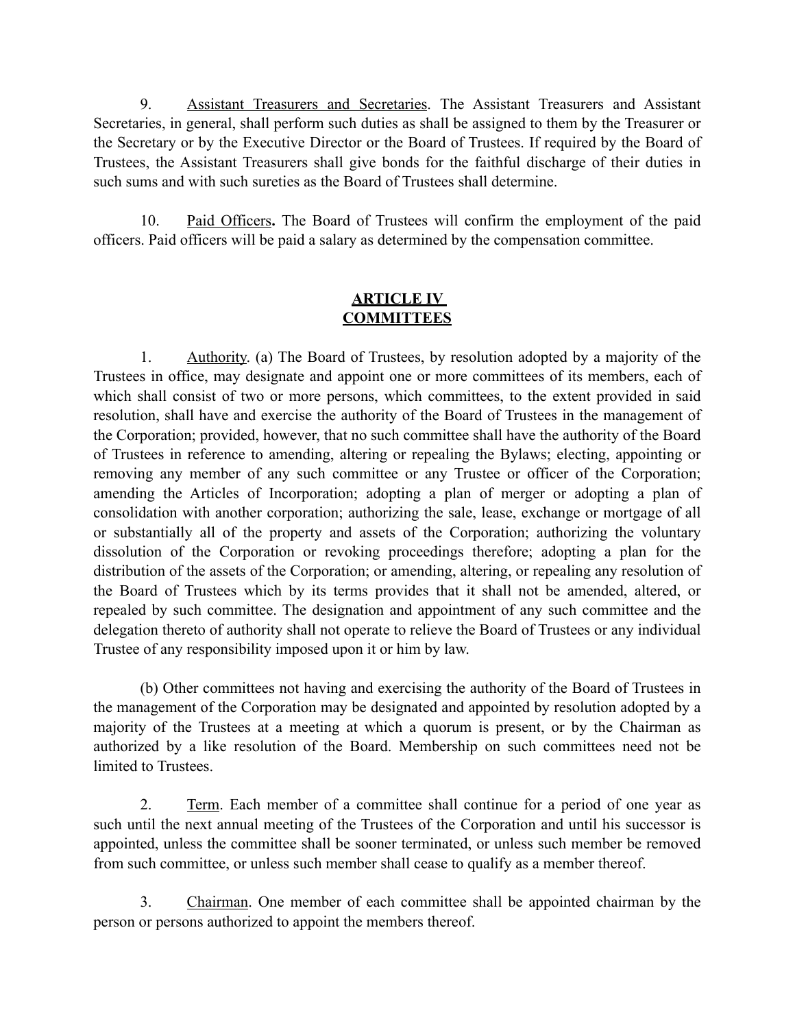9. <u>Assistant Treasurers and Secretaries</u>. The Assistant Treasurers and Assistant Secretaries, in general, shall perform such duties as shall be assigned to them by the Treasurer or the Secretary or by the Executive Director or the Board of Trustees. If required by the Board of Trustees, the Assistant Treasurers shall give bonds for the faithful discharge of their duties in such sums and with such sureties as the Board of Trustees shall determine.

10. <u>Paid Officers</u>**.** The Board of Trustees will confirm the employment of the paid officers. Paid officers will be paid a salary as determined by the compensation committee.

## ARTICLE IV
## COMMITTEES

1. <u>Authority</u>. (a) The Board of Trustees, by resolution adopted by a majority of the Trustees in office, may designate and appoint one or more committees of its members, each of which shall consist of two or more persons, which committees, to the extent provided in said resolution, shall have and exercise the authority of the Board of Trustees in the management of the Corporation; provided, however, that no such committee shall have the authority of the Board of Trustees in reference to amending, altering or repealing the Bylaws; electing, appointing or removing any member of any such committee or any Trustee or officer of the Corporation; amending the Articles of Incorporation; adopting a plan of merger or adopting a plan of consolidation with another corporation; authorizing the sale, lease, exchange or mortgage of all or substantially all of the property and assets of the Corporation; authorizing the voluntary dissolution of the Corporation or revoking proceedings therefore; adopting a plan for the distribution of the assets of the Corporation; or amending, altering, or repealing any resolution of the Board of Trustees which by its terms provides that it shall not be amended, altered, or repealed by such committee. The designation and appointment of any such committee and the delegation thereto of authority shall not operate to relieve the Board of Trustees or any individual Trustee of any responsibility imposed upon it or him by law.

(b) Other committees not having and exercising the authority of the Board of Trustees in the management of the Corporation may be designated and appointed by resolution adopted by a majority of the Trustees at a meeting at which a quorum is present, or by the Chairman as authorized by a like resolution of the Board. Membership on such committees need not be limited to Trustees.

2. <u>Term</u>. Each member of a committee shall continue for a period of one year as such until the next annual meeting of the Trustees of the Corporation and until his successor is appointed, unless the committee shall be sooner terminated, or unless such member be removed from such committee, or unless such member shall cease to qualify as a member thereof.

3. <u>Chairman</u>. One member of each committee shall be appointed chairman by the person or persons authorized to appoint the members thereof.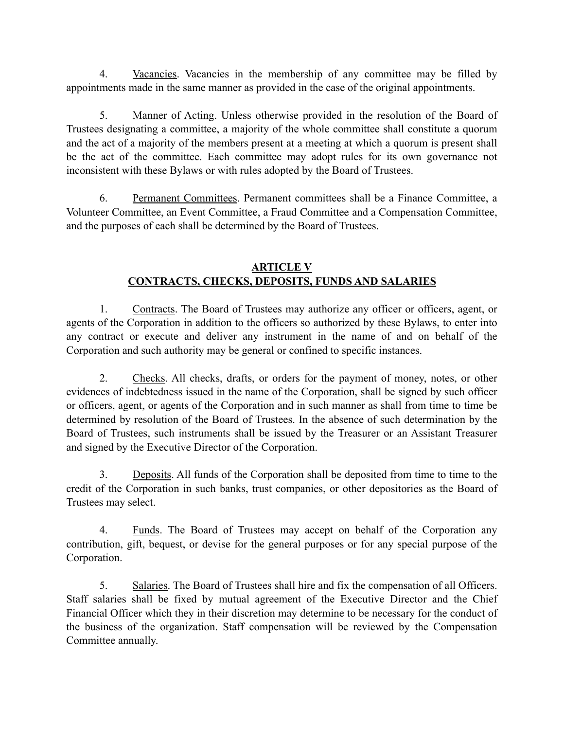4. Vacancies. Vacancies in the membership of any committee may be filled by appointments made in the same manner as provided in the case of the original appointments.

5. Manner of Acting. Unless otherwise provided in the resolution of the Board of Trustees designating a committee, a majority of the whole committee shall constitute a quorum and the act of a majority of the members present at a meeting at which a quorum is present shall be the act of the committee. Each committee may adopt rules for its own governance not inconsistent with these Bylaws or with rules adopted by the Board of Trustees.

6. Permanent Committees. Permanent committees shall be a Finance Committee, a Volunteer Committee, an Event Committee, a Fraud Committee and a Compensation Committee, and the purposes of each shall be determined by the Board of Trustees.

## ARTICLE V
## CONTRACTS, CHECKS, DEPOSITS, FUNDS AND SALARIES

1. Contracts. The Board of Trustees may authorize any officer or officers, agent, or agents of the Corporation in addition to the officers so authorized by these Bylaws, to enter into any contract or execute and deliver any instrument in the name of and on behalf of the Corporation and such authority may be general or confined to specific instances.

2. Checks. All checks, drafts, or orders for the payment of money, notes, or other evidences of indebtedness issued in the name of the Corporation, shall be signed by such officer or officers, agent, or agents of the Corporation and in such manner as shall from time to time be determined by resolution of the Board of Trustees. In the absence of such determination by the Board of Trustees, such instruments shall be issued by the Treasurer or an Assistant Treasurer and signed by the Executive Director of the Corporation.

3. Deposits. All funds of the Corporation shall be deposited from time to time to the credit of the Corporation in such banks, trust companies, or other depositories as the Board of Trustees may select.

4. Funds. The Board of Trustees may accept on behalf of the Corporation any contribution, gift, bequest, or devise for the general purposes or for any special purpose of the Corporation.

5. Salaries. The Board of Trustees shall hire and fix the compensation of all Officers. Staff salaries shall be fixed by mutual agreement of the Executive Director and the Chief Financial Officer which they in their discretion may determine to be necessary for the conduct of the business of the organization. Staff compensation will be reviewed by the Compensation Committee annually.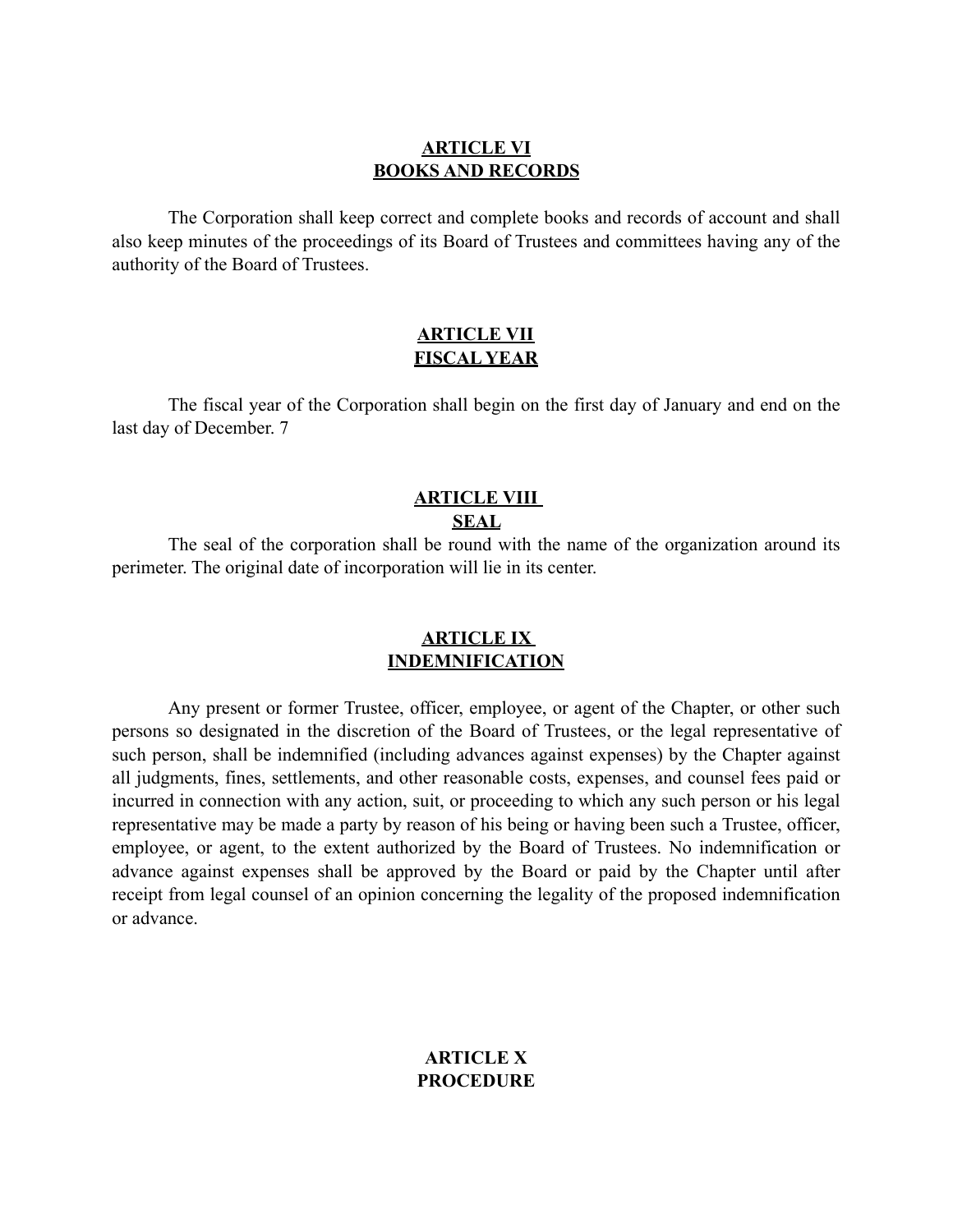## ARTICLE VI
## BOOKS AND RECORDS

The Corporation shall keep correct and complete books and records of account and shall also keep minutes of the proceedings of its Board of Trustees and committees having any of the authority of the Board of Trustees.

## ARTICLE VII
## FISCAL YEAR

The fiscal year of the Corporation shall begin on the first day of January and end on the last day of December. 7

## ARTICLE VIII
## SEAL

The seal of the corporation shall be round with the name of the organization around its perimeter. The original date of incorporation will lie in its center.

## ARTICLE IX
## INDEMNIFICATION

Any present or former Trustee, officer, employee, or agent of the Chapter, or other such persons so designated in the discretion of the Board of Trustees, or the legal representative of such person, shall be indemnified (including advances against expenses) by the Chapter against all judgments, fines, settlements, and other reasonable costs, expenses, and counsel fees paid or incurred in connection with any action, suit, or proceeding to which any such person or his legal representative may be made a party by reason of his being or having been such a Trustee, officer, employee, or agent, to the extent authorized by the Board of Trustees. No indemnification or advance against expenses shall be approved by the Board or paid by the Chapter until after receipt from legal counsel of an opinion concerning the legality of the proposed indemnification or advance.

## ARTICLE X
## PROCEDURE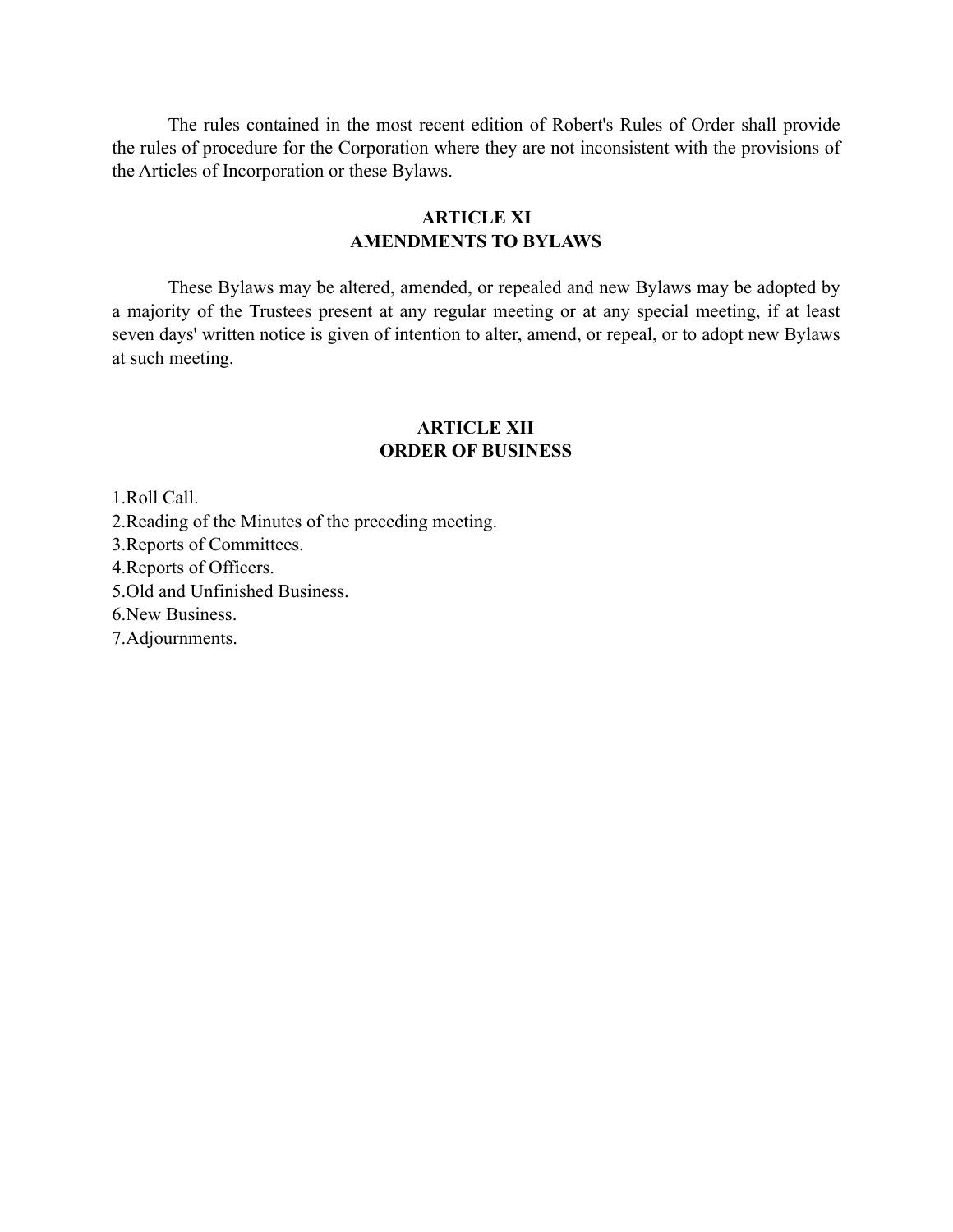The rules contained in the most recent edition of Robert's Rules of Order shall provide the rules of procedure for the Corporation where they are not inconsistent with the provisions of the Articles of Incorporation or these Bylaws.

## ARTICLE XI
## AMENDMENTS TO BYLAWS

These Bylaws may be altered, amended, or repealed and new Bylaws may be adopted by a majority of the Trustees present at any regular meeting or at any special meeting, if at least seven days' written notice is given of intention to alter, amend, or repeal, or to adopt new Bylaws at such meeting.

## ARTICLE XII
## ORDER OF BUSINESS

1. Roll Call.
2. Reading of the Minutes of the preceding meeting.
3. Reports of Committees.
4. Reports of Officers.
5. Old and Unfinished Business.
6. New Business.
7. Adjournments.